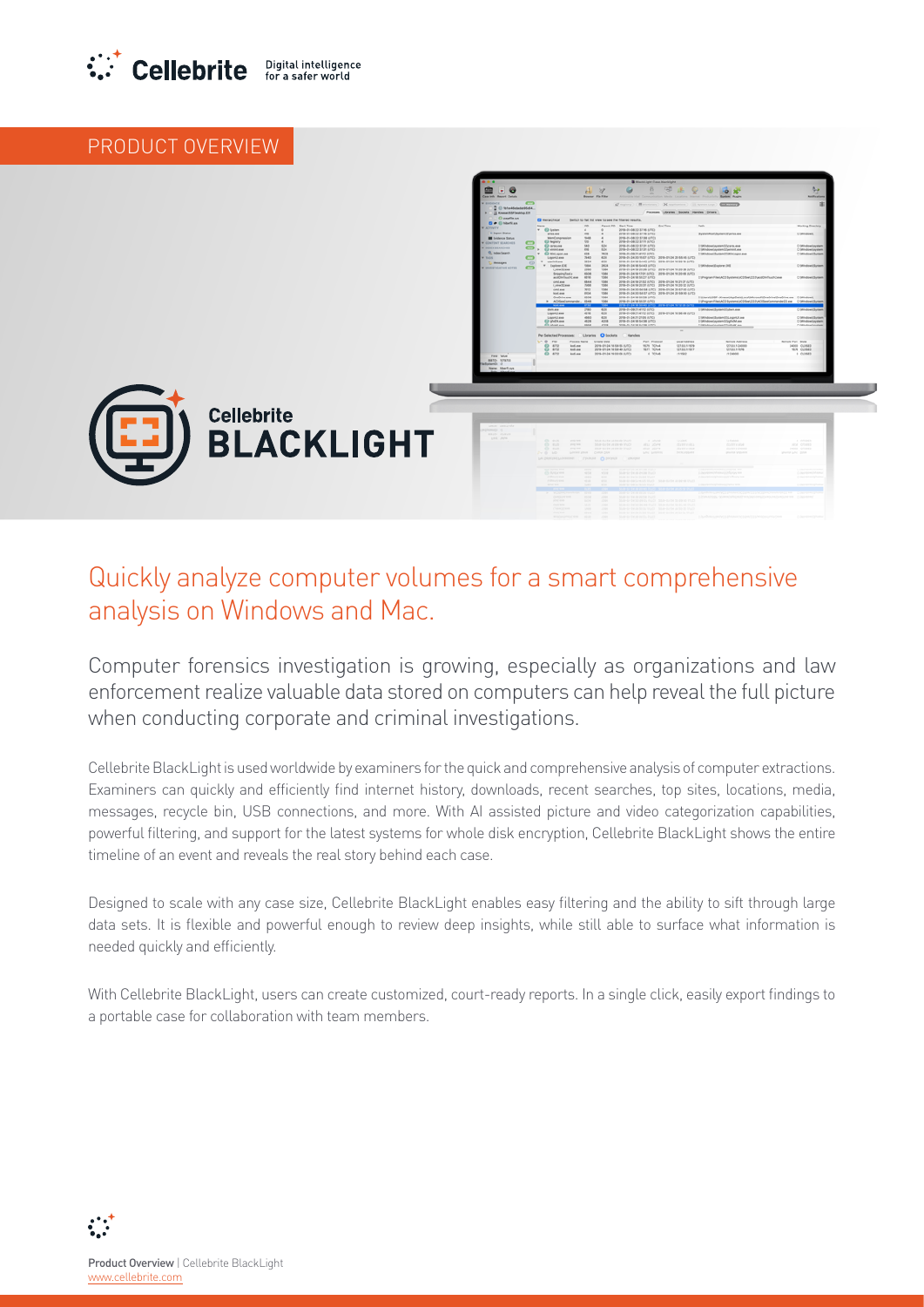Cellebrite Digital intelligence for a safer world

PRODUCT OVERVIEW

# Cellebrite BLACKLIGHT

## Quickly analyze computer volumes for a smart comprehensive analysis on Windows and Mac.

Computer forensics investigation is growing, especially as organizations and law enforcement realize valuable data stored on computers can help reveal the full picture when conducting corporate and criminal investigations.

Cellebrite BlackLight is used worldwide by examiners for the quick and comprehensive analysis of computer extractions. Examiners can quickly and efficiently find internet history, downloads, recent searches, top sites, locations, media, messages, recycle bin, USB connections, and more. With AI assisted picture and video categorization capabilities, powerful filtering, and support for the latest systems for whole disk encryption, Cellebrite BlackLight shows the entire timeline of an event and reveals the real story behind each case.

Designed to scale with any case size, Cellebrite BlackLight enables easy filtering and the ability to sift through large data sets. It is flexible and powerful enough to review deep insights, while still able to surface what information is needed quickly and efficiently.

With Cellebrite BlackLight, users can create customized, court-ready reports. In a single click, easily export findings to a portable case for collaboration with team members.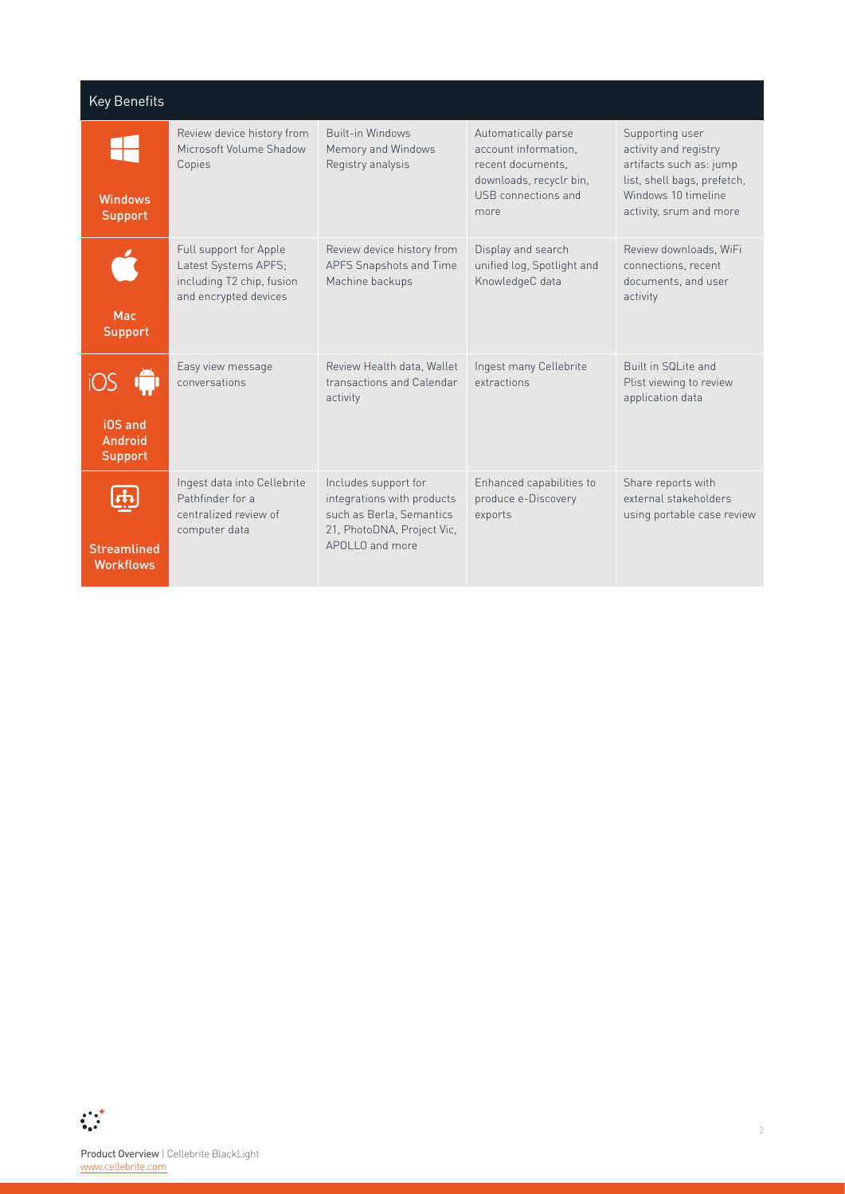## Key Benefits

| | | | | |
|---|---|---|---|---|
| **Windows Support** | Review device history from Microsoft Volume Shadow Copies | Built-in Windows Memory and Windows Registry analysis | Automatically parse account information, recent documents, downloads, recyclr bin, USB connections and more | Supporting user activity and registry artifacts such as: jump list, shell bags, prefetch, Windows 10 timeline activity, srum and more |
| **Mac Support** | Full support for Apple Latest Systems APFS; including T2 chip, fusion and encrypted devices | Review device history from APFS Snapshots and Time Machine backups | Display and search unified log, Spotlight and KnowledgeC data | Review downloads, WiFi connections, recent documents, and user activity |
| **iOS and Android Support** | Easy view message conversations | Review Health data, Wallet transactions and Calendar activity | Ingest many Cellebrite extractions | Built in SQLite and Plist viewing to review application data |
| **Streamlined Workflows** | Ingest data into Cellebrite Pathfinder for a centralized review of computer data | Includes support for integrations with products such as Berla, Semantics 21, PhotoDNA, Project Vic, APOLLO and more | Enhanced capabilities to produce e-Discovery exports | Share reports with external stakeholders using portable case review |

**Product Overview** | Cellebrite BlackLight
www.cellebrite.com